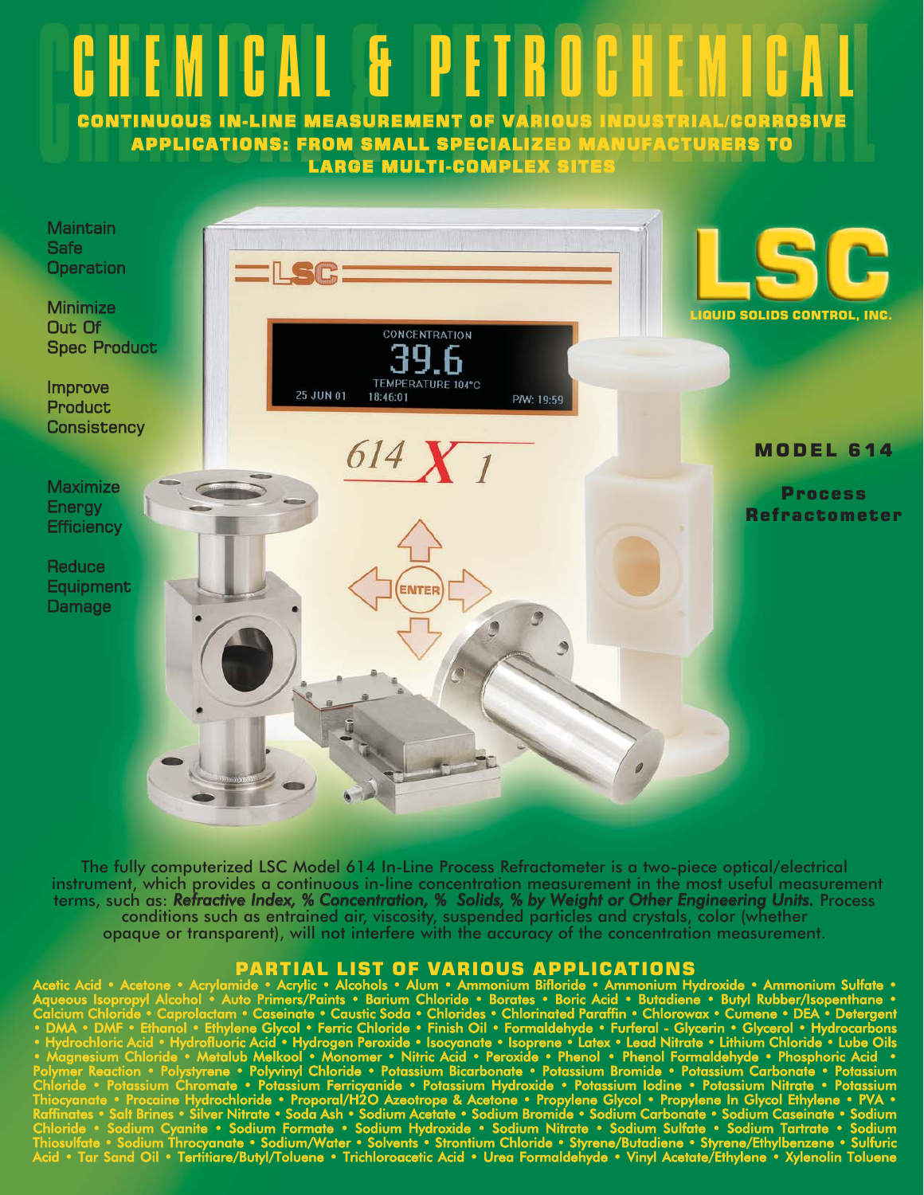# CHEMICAL & PETROCHEMICAL

**CONTINUOUS IN-LINE MEASUREMENT OF VARIOUS INDUSTRIAL/CORROSIVE APPLICATIONS: FROM SMALL SPECIALIZED MANUFACTURERS TO LARGE MULTI-COMPLEX SITES**

Maintain Safe Operation

Minimize Out Of Spec Product

Improve Product Consistency

Maximize Energy Efficiency

Reduce Equipment Damage

**LSC**

**LIQUID SOLIDS CONTROL, INC.**

## MODEL 614

**Process Refractometer**

The fully computerized LSC Model 614 In-Line Process Refractometer is a two-piece optical/electrical instrument, which provides a continuous in-line concentration measurement in the most useful measurement terms, such as: *Refractive Index, % Concentration, % Solids, % by Weight or Other Engineering Units.* Process conditions such as entrained air, viscosity, suspended particles and crystals, color (whether opaque or transparent), will not interfere with the accuracy of the concentration measurement.

## PARTIAL LIST OF VARIOUS APPLICATIONS

Acetic Acid • Acetone • Acrylamide • Acrylic • Alcohols • Alum • Ammonium Bifloride • Ammonium Hydroxide • Ammonium Sulfate • Aqueous Isopropyl Alcohol • Auto Primers/Paints • Barium Chloride • Borates • Boric Acid • Butadiene • Butyl Rubber/Isopenthane • Calcium Chloride • Caprolactam • Caseinate • Caustic Soda • Chlorides • Chlorinated Paraffin • Chlorowax • Cumene • DEA • Detergent • DMA • DMF • Ethanol • Ethylene Glycol • Ferric Chloride • Finish Oil • Formaldehyde • Furferal - Glycerin • Glycerol • Hydrocarbons • Hydrochloric Acid • Hydrofluoric Acid • Hydrogen Peroxide • Isocyanate • Isoprene • Latex • Lead Nitrate • Lithium Chloride • Lube Oils • Magnesium Chloride • Metalub Melkool • Monomer • Nitric Acid • Peroxide • Phenol • Phenol Formaldehyde • Phosphoric Acid • Polymer Reaction • Polystyrene • Polyvinyl Chloride • Potassium Bicarbonate • Potassium Bromide • Potassium Carbonate • Potassium Chloride • Potassium Chromate • Potassium Ferricyanide • Potassium Hydroxide • Potassium Iodine • Potassium Nitrate • Potassium Thiocyanate • Procaine Hydrochloride • Proporal/H2O Azeotrope & Acetone • Propylene Glycol • Propylene In Glycol Ethylene • PVA • Raffinates • Salt Brines • Silver Nitrate • Soda Ash • Sodium Acetate • Sodium Bromide • Sodium Carbonate • Sodium Caseinate • Sodium Chloride • Sodium Cyanite • Sodium Formate • Sodium Hydroxide • Sodium Nitrate • Sodium Sulfate • Sodium Tartrate • Sodium Thiosulfate • Sodium Throcyanate • Sodium/Water • Solvents • Strontium Chloride • Styrene/Butadiene • Styrene/Ethylbenzene • Sulfuric Acid • Tar Sand Oil • Tertitiare/Butyl/Toluene • Trichloroacetic Acid • Urea Formaldehyde • Vinyl Acetate/Ethylene • Xylenolin Toluene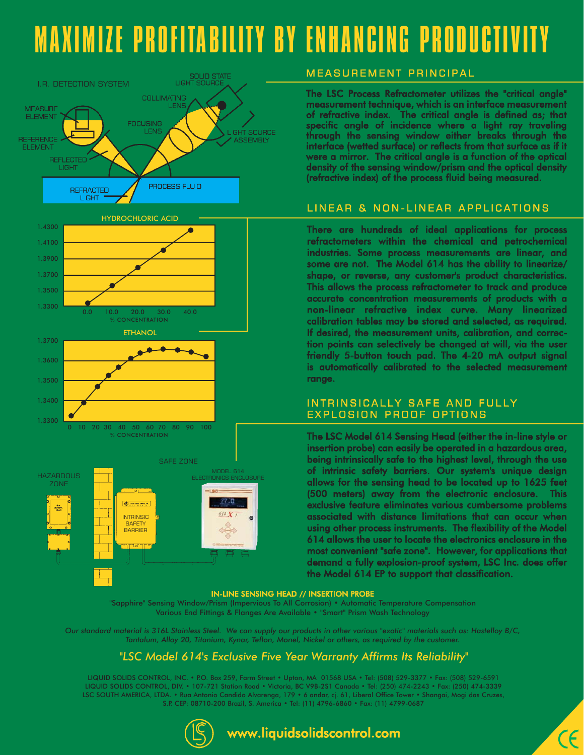# MAXIMIZE PROFITABILITY BY ENHANCING PRODUCTIVITY

I.R. DETECTION SYSTEM

SOLID STATE LIGHT SOURCE

COLLIMATING LENS

MEASURE ELEMENT

FOCUSING LENS

LIGHT SOURCE ASSEMBLY

REFERENCE ELEMENT

REFLECTED LIGHT

REFRACTED LIGHT

PROCESS FLUID

HYDROCHLORIC ACID

1.4300
1.4100
1.3900
1.3700
1.3500
1.3300

0.0 10.0 20.0 30.0 40.0

% CONCENTRATION

ETHANOL

1.3700
1.3600
1.3500
1.3400
1.3300

0 10 20 30 40 50 60 70 80 90 100

% CONCENTRATION

SAFE ZONE

HAZARDOUS ZONE

MODEL 614 ELECTRONICS ENCLOSURE

INTRINSIC SAFETY BARRIER

## MEASUREMENT PRINCIPAL

**The LSC Process Refractometer utilizes the "critical angle" measurement technique, which is an interface measurement of refractive index. The critical angle is defined as; that specific angle of incidence where a light ray traveling through the sensing window either breaks through the interface (wetted surface) or reflects from that surface as if it were a mirror. The critical angle is a function of the optical density of the sensing window/prism and the optical density (refractive index) of the process fluid being measured.**

## LINEAR & NON-LINEAR APPLICATIONS

**There are hundreds of ideal applications for process refractometers within the chemical and petrochemical industries. Some process measurements are linear, and some are not. The Model 614 has the ability to linearize/shape, or reverse, any customer's product characteristics. This allows the process refractometer to track and produce accurate concentration measurements of products with a non-linear refractive index curve. Many linearized calibration tables may be stored and selected, as required. If desired, the measurement units, calibration, and correction points can selectively be changed at will, via the user friendly 5-button touch pad. The 4-20 mA output signal is automatically calibrated to the selected measurement range.**

## INTRINSICALLY SAFE AND FULLY EXPLOSION PROOF OPTIONS

**The LSC Model 614 Sensing Head (either the in-line style or insertion probe) can easily be operated in a hazardous area, being intrinsically safe to the highest level, through the use of intrinsic safety barriers. Our system's unique design allows for the sensing head to be located up to 1625 feet (500 meters) away from the electronic enclosure. This exclusive feature eliminates various cumbersome problems associated with distance limitations that can occur when using other process instruments. The flexibility of the Model 614 allows the user to locate the electronics enclosure in the most convenient "safe zone". However, for applications that demand a fully explosion-proof system, LSC Inc. does offer the Model 614 EP to support that classification.**

**IN-LINE SENSING HEAD // INSERTION PROBE**

"Sapphire" Sensing Window/Prism (Impervious To All Corrosion) • Automatic Temperature Compensation
Various End Fittings & Flanges Are Available • "Smart" Prism Wash Technology

*Our standard material is 316L Stainless Steel. We can supply our products in other various "exotic" materials such as: Hastelloy B/C, Tantalum, Alloy 20, Titanium, Kynar, Teflon, Monel, Nickel or others, as required by the customer.*

*"LSC Model 614's Exclusive Five Year Warranty Affirms Its Reliability"*

LIQUID SOLIDS CONTROL, INC. • P.O. Box 259, Farm Street • Upton, MA 01568 USA • Tel: (508) 529-3377 • Fax: (508) 529-6591
LIQUID SOLIDS CONTROL, DIV. • 107-721 Station Road • Victoria, BC V9B-2S1 Canada • Tel: (250) 474-2243 • Fax: (250) 474-3339
LSC SOUTH AMERICA, LTDA. • Rua Antonio Candido Alvarenga, 179 • 6 andar, cj. 61, Liberal Office Tower • Shangai, Mogi das Cruzes, S.P. CEP: 08710-200 Brazil, S. America • Tel: (11) 4796-6860 • Fax: (11) 4799-0687

**www.liquidsolidscontrol.com**